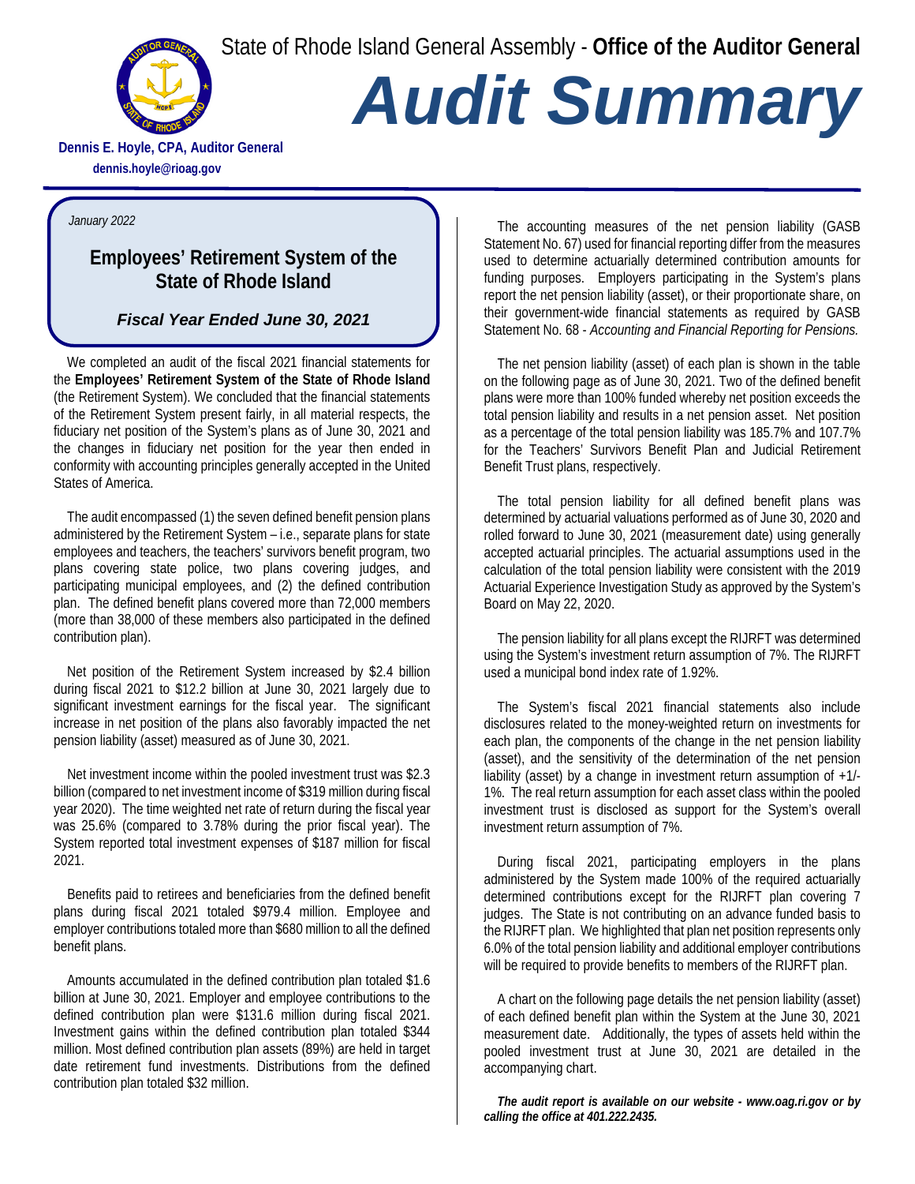State of Rhode Island General Assembly - **Office of the Auditor General**

# Audit Summary

**Dennis E. Hoyle, CPA, Auditor General**
**dennis.hoyle@rioag.gov**

*January 2022*

## Employees' Retirement System of the State of Rhode Island

### *Fiscal Year Ended June 30, 2021*

We completed an audit of the fiscal 2021 financial statements for the **Employees' Retirement System of the State of Rhode Island** (the Retirement System). We concluded that the financial statements of the Retirement System present fairly, in all material respects, the fiduciary net position of the System's plans as of June 30, 2021 and the changes in fiduciary net position for the year then ended in conformity with accounting principles generally accepted in the United States of America.

The audit encompassed (1) the seven defined benefit pension plans administered by the Retirement System – i.e., separate plans for state employees and teachers, the teachers' survivors benefit program, two plans covering state police, two plans covering judges, and participating municipal employees, and (2) the defined contribution plan. The defined benefit plans covered more than 72,000 members (more than 38,000 of these members also participated in the defined contribution plan).

Net position of the Retirement System increased by $2.4 billion during fiscal 2021 to $12.2 billion at June 30, 2021 largely due to significant investment earnings for the fiscal year. The significant increase in net position of the plans also favorably impacted the net pension liability (asset) measured as of June 30, 2021.

Net investment income within the pooled investment trust was $2.3 billion (compared to net investment income of $319 million during fiscal year 2020). The time weighted net rate of return during the fiscal year was 25.6% (compared to 3.78% during the prior fiscal year). The System reported total investment expenses of $187 million for fiscal 2021.

Benefits paid to retirees and beneficiaries from the defined benefit plans during fiscal 2021 totaled $979.4 million. Employee and employer contributions totaled more than $680 million to all the defined benefit plans.

Amounts accumulated in the defined contribution plan totaled $1.6 billion at June 30, 2021. Employer and employee contributions to the defined contribution plan were $131.6 million during fiscal 2021. Investment gains within the defined contribution plan totaled $344 million. Most defined contribution plan assets (89%) are held in target date retirement fund investments. Distributions from the defined contribution plan totaled $32 million.

The accounting measures of the net pension liability (GASB Statement No. 67) used for financial reporting differ from the measures used to determine actuarially determined contribution amounts for funding purposes. Employers participating in the System's plans report the net pension liability (asset), or their proportionate share, on their government-wide financial statements as required by GASB Statement No. 68 - *Accounting and Financial Reporting for Pensions.*

The net pension liability (asset) of each plan is shown in the table on the following page as of June 30, 2021. Two of the defined benefit plans were more than 100% funded whereby net position exceeds the total pension liability and results in a net pension asset. Net position as a percentage of the total pension liability was 185.7% and 107.7% for the Teachers' Survivors Benefit Plan and Judicial Retirement Benefit Trust plans, respectively.

The total pension liability for all defined benefit plans was determined by actuarial valuations performed as of June 30, 2020 and rolled forward to June 30, 2021 (measurement date) using generally accepted actuarial principles. The actuarial assumptions used in the calculation of the total pension liability were consistent with the 2019 Actuarial Experience Investigation Study as approved by the System's Board on May 22, 2020.

The pension liability for all plans except the RIJRFT was determined using the System's investment return assumption of 7%. The RIJRFT used a municipal bond index rate of 1.92%.

The System's fiscal 2021 financial statements also include disclosures related to the money-weighted return on investments for each plan, the components of the change in the net pension liability (asset), and the sensitivity of the determination of the net pension liability (asset) by a change in investment return assumption of +1/-1%. The real return assumption for each asset class within the pooled investment trust is disclosed as support for the System's overall investment return assumption of 7%.

During fiscal 2021, participating employers in the plans administered by the System made 100% of the required actuarially determined contributions except for the RIJRFT plan covering 7 judges. The State is not contributing on an advance funded basis to the RIJRFT plan. We highlighted that plan net position represents only 6.0% of the total pension liability and additional employer contributions will be required to provide benefits to members of the RIJRFT plan.

A chart on the following page details the net pension liability (asset) of each defined benefit plan within the System at the June 30, 2021 measurement date. Additionally, the types of assets held within the pooled investment trust at June 30, 2021 are detailed in the accompanying chart.

***The audit report is available on our website - www.oag.ri.gov or by calling the office at 401.222.2435.***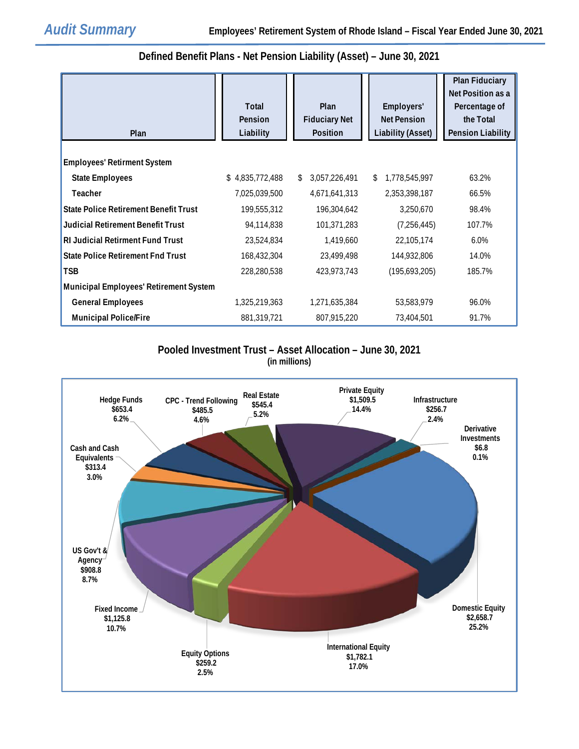## Audit Summary

Employees' Retirement System of Rhode Island – Fiscal Year Ended June 30, 2021

### Defined Benefit Plans - Net Pension Liability (Asset) – June 30, 2021

| Plan | Total Pension Liability | Plan Fiduciary Net Position | Employers' Net Pension Liability (Asset) | Plan Fiduciary Net Position as a Percentage of the Total Pension Liability |
|---|---|---|---|---|
| **Employees' Retirment System** | | | | |
| State Employees | $ 4,835,772,488 | $ 3,057,226,491 | $ 1,778,545,997 | 63.2% |
| Teacher | 7,025,039,500 | 4,671,641,313 | 2,353,398,187 | 66.5% |
| **State Police Retirement Benefit Trust** | 199,555,312 | 196,304,642 | 3,250,670 | 98.4% |
| **Judicial Retirement Benefit Trust** | 94,114,838 | 101,371,283 | (7,256,445) | 107.7% |
| **RI Judicial Retirment Fund Trust** | 23,524,834 | 1,419,660 | 22,105,174 | 6.0% |
| **State Police Retirement Fnd Trust** | 168,432,304 | 23,499,498 | 144,932,806 | 14.0% |
| **TSB** | 228,280,538 | 423,973,743 | (195,693,205) | 185.7% |
| **Municipal Employees' Retirement System** | | | | |
| General Employees | 1,325,219,363 | 1,271,635,384 | 53,583,979 | 96.0% |
| Municipal Police/Fire | 881,319,721 | 807,915,220 | 73,404,501 | 91.7% |

### Pooled Investment Trust – Asset Allocation – June 30, 2021
(in millions)

Hedge Funds $653.4 6.2%
CPC - Trend Following $485.5 4.6%
Real Estate $545.4 5.2%
Private Equity $1,509.5 14.4%
Infrastructure $256.7 2.4%
Derivative Investments $6.8 0.1%
Cash and Cash Equivalents $313.4 3.0%
US Gov't & Agency $908.8 8.7%
Fixed Income $1,125.8 10.7%
Equity Options $259.2 2.5%
International Equity $1,782.1 17.0%
Domestic Equity $2,658.7 25.2%